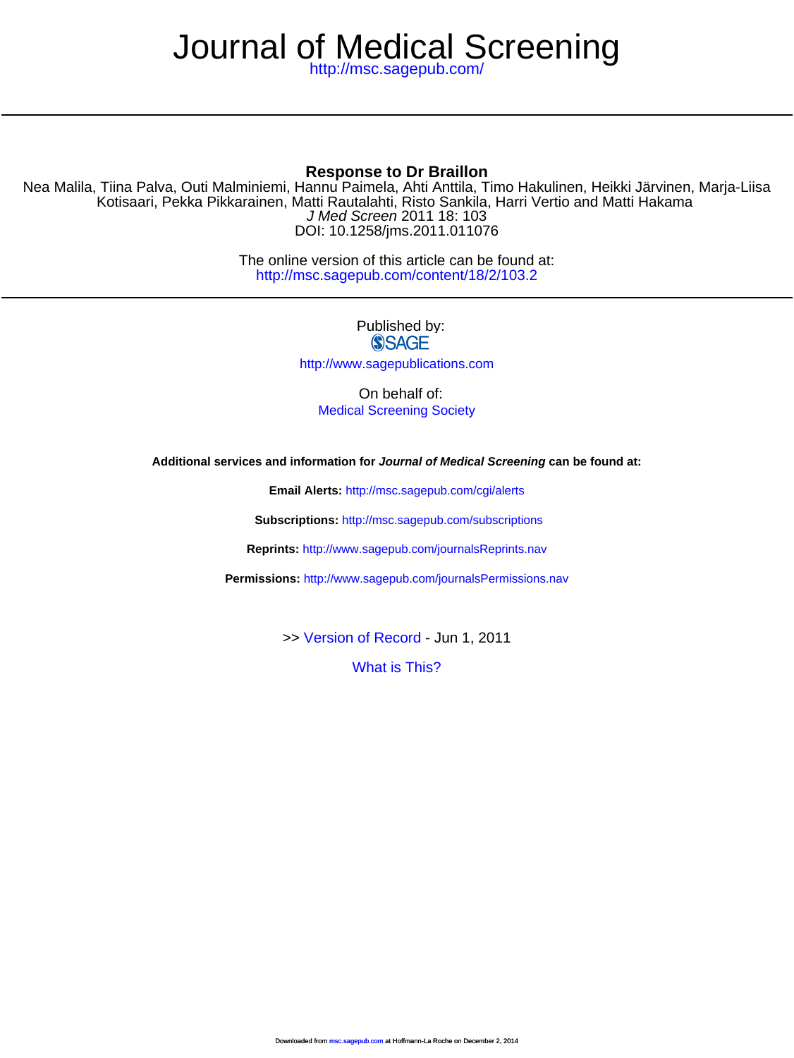# Journal of Medical Screening

http://msc.sagepub.com/

## Response to Dr Braillon

Nea Malila, Tiina Palva, Outi Malminiemi, Hannu Paimela, Ahti Anttila, Timo Hakulinen, Heikki Järvinen, Marja-Liisa Kotisaari, Pekka Pikkarainen, Matti Rautalahti, Risto Sankila, Harri Vertio and Matti Hakama

*J Med Screen* 2011 18: 103

DOI: 10.1258/jms.2011.011076

The online version of this article can be found at:
http://msc.sagepub.com/content/18/2/103.2

Published by:

SAGE

http://www.sagepublications.com

On behalf of:

Medical Screening Society

**Additional services and information for *Journal of Medical Screening* can be found at:**

**Email Alerts:** http://msc.sagepub.com/cgi/alerts

**Subscriptions:** http://msc.sagepub.com/subscriptions

**Reprints:** http://www.sagepub.com/journalsReprints.nav

**Permissions:** http://www.sagepub.com/journalsPermissions.nav

>> Version of Record - Jun 1, 2011

What is This?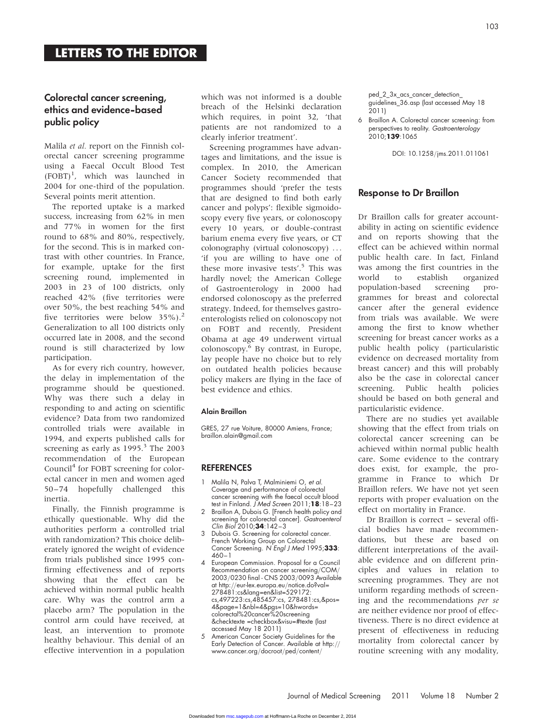# LETTERS TO THE EDITOR

## Colorectal cancer screening, ethics and evidence-based public policy

Malila *et al.* report on the Finnish colorectal cancer screening programme using a Faecal Occult Blood Test (FOBT)[1], which was launched in 2004 for one-third of the population. Several points merit attention.

The reported uptake is a marked success, increasing from 62% in men and 77% in women for the first round to 68% and 80%, respectively, for the second. This is in marked contrast with other countries. In France, for example, uptake for the first screening round, implemented in 2003 in 23 of 100 districts, only reached 42% (five territories were over 50%, the best reaching 54% and five territories were below 35%).[2] Generalization to all 100 districts only occurred late in 2008, and the second round is still characterized by low participation.

As for every rich country, however, the delay in implementation of the programme should be questioned. Why was there such a delay in responding to and acting on scientific evidence? Data from two randomized controlled trials were available in 1994, and experts published calls for screening as early as 1995.[3] The 2003 recommendation of the European Council[4] for FOBT screening for colorectal cancer in men and women aged 50–74 hopefully challenged this inertia.

Finally, the Finnish programme is ethically questionable. Why did the authorities perform a controlled trial with randomization? This choice deliberately ignored the weight of evidence from trials published since 1995 confirming effectiveness and of reports showing that the effect can be achieved within normal public health care. Why was the control arm a placebo arm? The population in the control arm could have received, at least, an intervention to promote healthy behaviour. This denial of an effective intervention in a population which was not informed is a double breach of the Helsinki declaration which requires, in point 32, 'that patients are not randomized to a clearly inferior treatment'.

Screening programmes have advantages and limitations, and the issue is complex. In 2010, the American Cancer Society recommended that programmes should 'prefer the tests that are designed to find both early cancer and polyps': flexible sigmoidoscopy every five years, or colonoscopy every 10 years, or double-contrast barium enema every five years, or CT colonography (virtual colonoscopy) … 'if you are willing to have one of these more invasive tests'.[5] This was hardly novel; the American College of Gastroenterology in 2000 had endorsed colonoscopy as the preferred strategy. Indeed, for themselves gastroenterologists relied on colonoscopy not on FOBT and recently, President Obama at age 49 underwent virtual colonoscopy.[6] By contrast, in Europe, lay people have no choice but to rely on outdated health policies because policy makers are flying in the face of best evidence and ethics.

**Alain Braillon**

GRES, 27 rue Voiture, 80000 Amiens, France; braillon.alain@gmail.com

### REFERENCES

1. Malila N, Palva T, Malminiemi O, *et al.* Coverage and performance of colorectal cancer screening with the faecal occult blood test in Finland. *J Med Screen* 2011;**18**:18–23
2. Braillon A, Dubois G. [French health policy and screening for colorectal cancer]. *Gastroenterol Clin Biol* 2010;**34**:142–3
3. Dubois G. Screening for colorectal cancer. French Working Group on Colorectal Cancer Screening. *N Engl J Med* 1995;**333**: 460–1
4. European Commission. Proposal for a Council Recommendation on cancer screening/COM/2003/0230 final - CNS 2003/0093 Available at http://eur-lex.europa.eu/notice.do?val=278481:cs&lang=en&list=529172:cs,497223:cs,485457:cs, 278481:cs,&pos=4&page=1&nbl=4&pgs=10&hwords=colorectal%20cancer%20screening&checktexte =checkbox&visu=#texte (last accessed May 18 2011)
5. American Cancer Society Guidelines for the Early Detection of Cancer. Available at http://www.cancer.org/docroot/ped/content/ped_2_3x_acs_cancer_detection_guidelines_36.asp (last accessed May 18 2011)
6. Braillon A. Colorectal cancer screening: from perspectives to reality. *Gastroenterology* 2010;**139**:1065

DOI: 10.1258/jms.2011.011061

## Response to Dr Braillon

Dr Braillon calls for greater accountability in acting on scientific evidence and on reports showing that the effect can be achieved within normal public health care. In fact, Finland was among the first countries in the world to establish organized population-based screening programmes for breast and colorectal cancer after the general evidence from trials was available. We were among the first to know whether screening for breast cancer works as a public health policy (particularistic evidence on decreased mortality from breast cancer) and this will probably also be the case in colorectal cancer screening. Public health policies should be based on both general and particularistic evidence.

There are no studies yet available showing that the effect from trials on colorectal cancer screening can be achieved within normal public health care. Some evidence to the contrary does exist, for example, the programme in France to which Dr Braillon refers. We have not yet seen reports with proper evaluation on the effect on mortality in France.

Dr Braillon is correct – several official bodies have made recommendations, but these are based on different interpretations of the available evidence and on different principles and values in relation to screening programmes. They are not uniform regarding methods of screening and the recommendations *per se* are neither evidence nor proof of effectiveness. There is no direct evidence at present of effectiveness in reducing mortality from colorectal cancer by routine screening with any modality,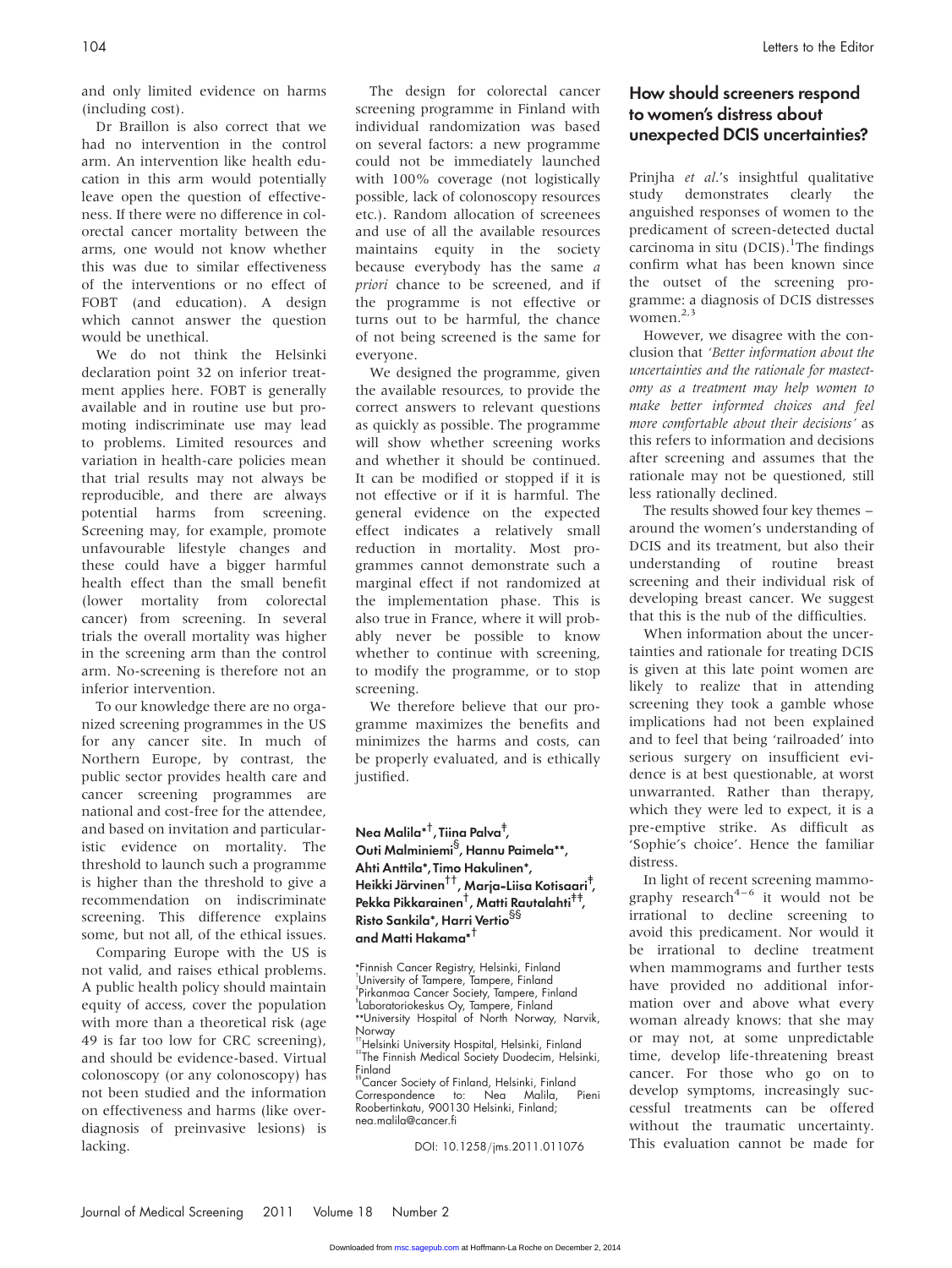and only limited evidence on harms (including cost).

Dr Braillon is also correct that we had no intervention in the control arm. An intervention like health education in this arm would potentially leave open the question of effectiveness. If there were no difference in colorectal cancer mortality between the arms, one would not know whether this was due to similar effectiveness of the interventions or no effect of FOBT (and education). A design which cannot answer the question would be unethical.

We do not think the Helsinki declaration point 32 on inferior treatment applies here. FOBT is generally available and in routine use but promoting indiscriminate use may lead to problems. Limited resources and variation in health-care policies mean that trial results may not always be reproducible, and there are always potential harms from screening. Screening may, for example, promote unfavourable lifestyle changes and these could have a bigger harmful health effect than the small benefit (lower mortality from colorectal cancer) from screening. In several trials the overall mortality was higher in the screening arm than the control arm. No-screening is therefore not an inferior intervention.

To our knowledge there are no organized screening programmes in the US for any cancer site. In much of Northern Europe, by contrast, the public sector provides health care and cancer screening programmes are national and cost-free for the attendee, and based on invitation and particularistic evidence on mortality. The threshold to launch such a programme is higher than the threshold to give a recommendation on indiscriminate screening. This difference explains some, but not all, of the ethical issues.

Comparing Europe with the US is not valid, and raises ethical problems. A public health policy should maintain equity of access, cover the population with more than a theoretical risk (age 49 is far too low for CRC screening), and should be evidence-based. Virtual colonoscopy (or any colonoscopy) has not been studied and the information on effectiveness and harms (like overdiagnosis of preinvasive lesions) is lacking.

The design for colorectal cancer screening programme in Finland with individual randomization was based on several factors: a new programme could not be immediately launched with 100% coverage (not logistically possible, lack of colonoscopy resources etc.). Random allocation of screenees and use of all the available resources maintains equity in the society because everybody has the same *a priori* chance to be screened, and if the programme is not effective or turns out to be harmful, the chance of not being screened is the same for everyone.

We designed the programme, given the available resources, to provide the correct answers to relevant questions as quickly as possible. The programme will show whether screening works and whether it should be continued. It can be modified or stopped if it is not effective or if it is harmful. The general evidence on the expected effect indicates a relatively small reduction in mortality. Most programmes cannot demonstrate such a marginal effect if not randomized at the implementation phase. This is also true in France, where it will probably never be possible to know whether to continue with screening, to modify the programme, or to stop screening.

We therefore believe that our programme maximizes the benefits and minimizes the harms and costs, can be properly evaluated, and is ethically justified.

**Nea Malila*[†], Tiina Palva[‡], Outi Malminiemi[§], Hannu Paimela**, Ahti Anttila*, Timo Hakulinen*, Heikki Järvinen[††], Marja-Liisa Kotisaari[‡], Pekka Pikkarainen[†], Matti Rautalahti[‡‡], Risto Sankila*, Harri Vertio[§§] and Matti Hakama*[†]**

*Finnish Cancer Registry, Helsinki, Finland
[†]University of Tampere, Tampere, Finland
[‡]Pirkanmaa Cancer Society, Tampere, Finland
[§]Laboratoriokeskus Oy, Tampere, Finland
**University Hospital of North Norway, Narvik, Norway
[††]Helsinki University Hospital, Helsinki, Finland
[‡‡]The Finnish Medical Society Duodecim, Helsinki, Finland
[§§]Cancer Society of Finland, Helsinki, Finland
Correspondence to: Nea Malila, Pieni Roobertinkatu, 900130 Helsinki, Finland; nea.malila@cancer.fi

DOI: 10.1258/jms.2011.011076

## How should screeners respond to women's distress about unexpected DCIS uncertainties?

Prinjha *et al.*'s insightful qualitative study demonstrates clearly the anguished responses of women to the predicament of screen-detected ductal carcinoma in situ (DCIS).[1] The findings confirm what has been known since the outset of the screening programme: a diagnosis of DCIS distresses women.[2,3]

However, we disagree with the conclusion that *'Better information about the uncertainties and the rationale for mastectomy as a treatment may help women to make better informed choices and feel more comfortable about their decisions'* as this refers to information and decisions after screening and assumes that the rationale may not be questioned, still less rationally declined.

The results showed four key themes – around the women's understanding of DCIS and its treatment, but also their understanding of routine breast screening and their individual risk of developing breast cancer. We suggest that this is the nub of the difficulties.

When information about the uncertainties and rationale for treating DCIS is given at this late point women are likely to realize that in attending screening they took a gamble whose implications had not been explained and to feel that being 'railroaded' into serious surgery on insufficient evidence is at best questionable, at worst unwarranted. Rather than therapy, which they were led to expect, it is a pre-emptive strike. As difficult as 'Sophie's choice'. Hence the familiar distress.

In light of recent screening mammography research[4–6] it would not be irrational to decline screening to avoid this predicament. Nor would it be irrational to decline treatment when mammograms and further tests have provided no additional information over and above what every woman already knows: that she may or may not, at some unpredictable time, develop life-threatening breast cancer. For those who go on to develop symptoms, increasingly successful treatments can be offered without the traumatic uncertainty. This evaluation cannot be made for